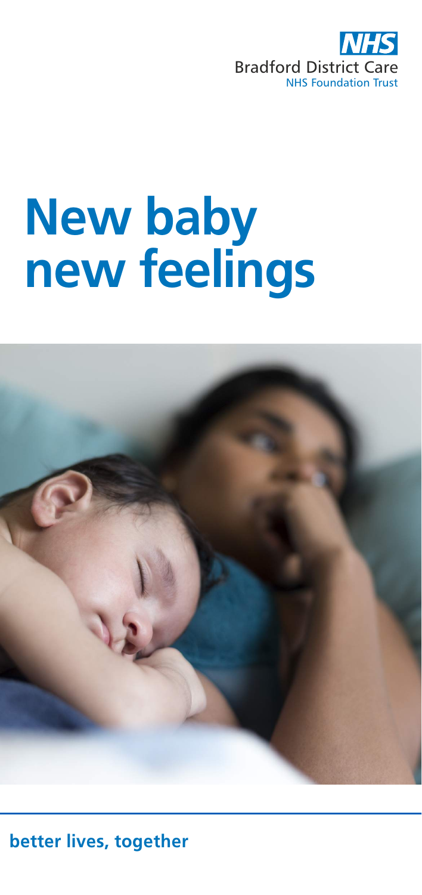NHS
Bradford District Care
NHS Foundation Trust

# New baby new feelings

**better lives, together**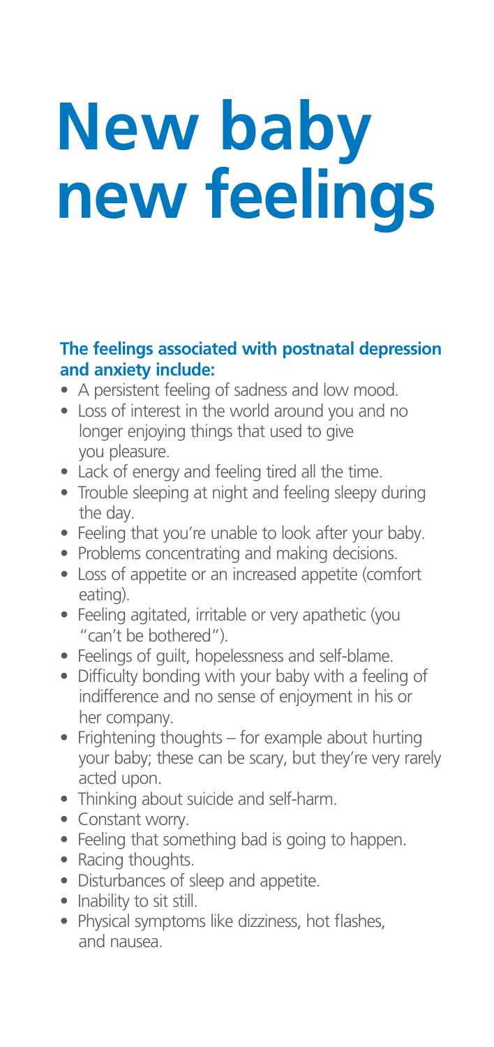# New baby new feelings

**The feelings associated with postnatal depression and anxiety include:**

- A persistent feeling of sadness and low mood.
- Loss of interest in the world around you and no longer enjoying things that used to give you pleasure.
- Lack of energy and feeling tired all the time.
- Trouble sleeping at night and feeling sleepy during the day.
- Feeling that you're unable to look after your baby.
- Problems concentrating and making decisions.
- Loss of appetite or an increased appetite (comfort eating).
- Feeling agitated, irritable or very apathetic (you "can't be bothered").
- Feelings of guilt, hopelessness and self-blame.
- Difficulty bonding with your baby with a feeling of indifference and no sense of enjoyment in his or her company.
- Frightening thoughts – for example about hurting your baby; these can be scary, but they're very rarely acted upon.
- Thinking about suicide and self-harm.
- Constant worry.
- Feeling that something bad is going to happen.
- Racing thoughts.
- Disturbances of sleep and appetite.
- Inability to sit still.
- Physical symptoms like dizziness, hot flashes, and nausea.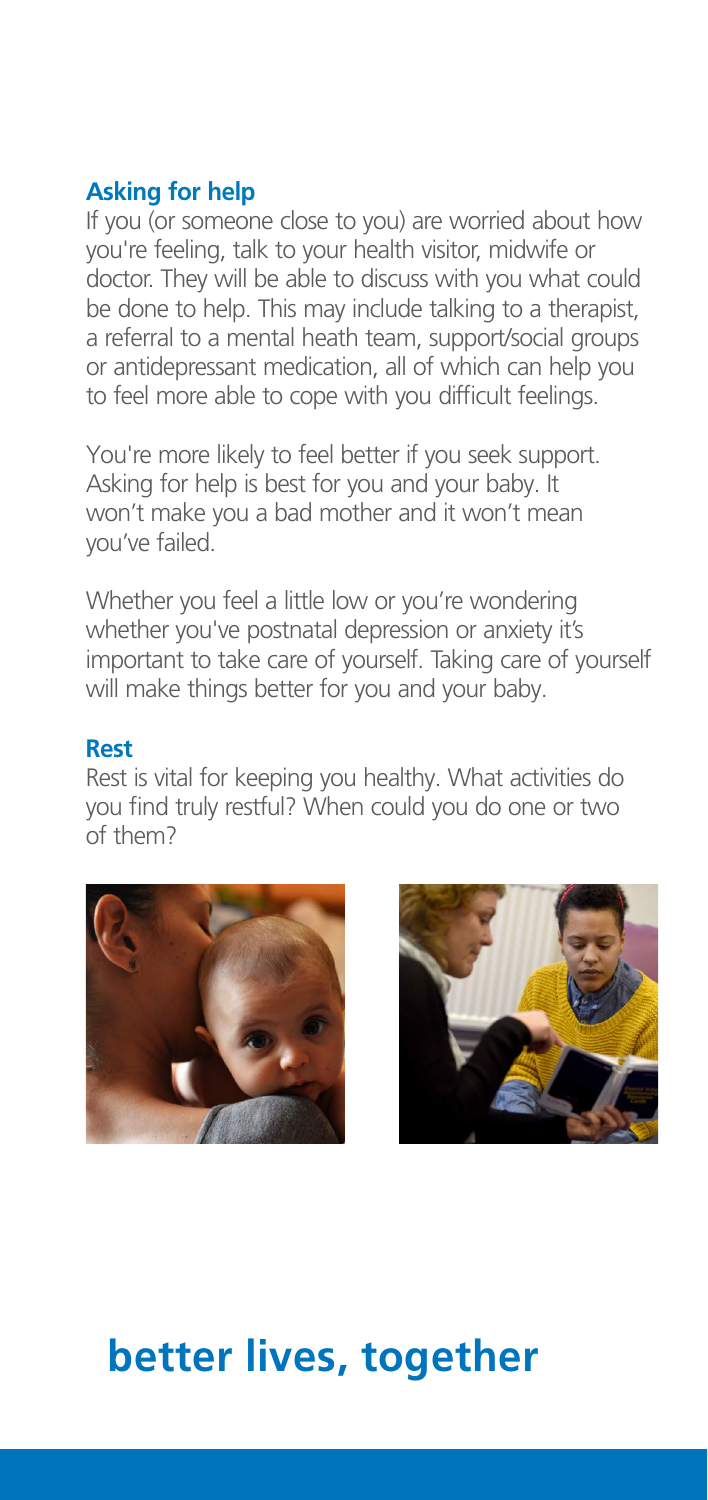### Asking for help

If you (or someone close to you) are worried about how you're feeling, talk to your health visitor, midwife or doctor. They will be able to discuss with you what could be done to help. This may include talking to a therapist, a referral to a mental heath team, support/social groups or antidepressant medication, all of which can help you to feel more able to cope with you difficult feelings.

You're more likely to feel better if you seek support. Asking for help is best for you and your baby. It won't make you a bad mother and it won't mean you've failed.

Whether you feel a little low or you're wondering whether you've postnatal depression or anxiety it's important to take care of yourself. Taking care of yourself will make things better for you and your baby.

### Rest

Rest is vital for keeping you healthy. What activities do you find truly restful? When could you do one or two of them?

## better lives, together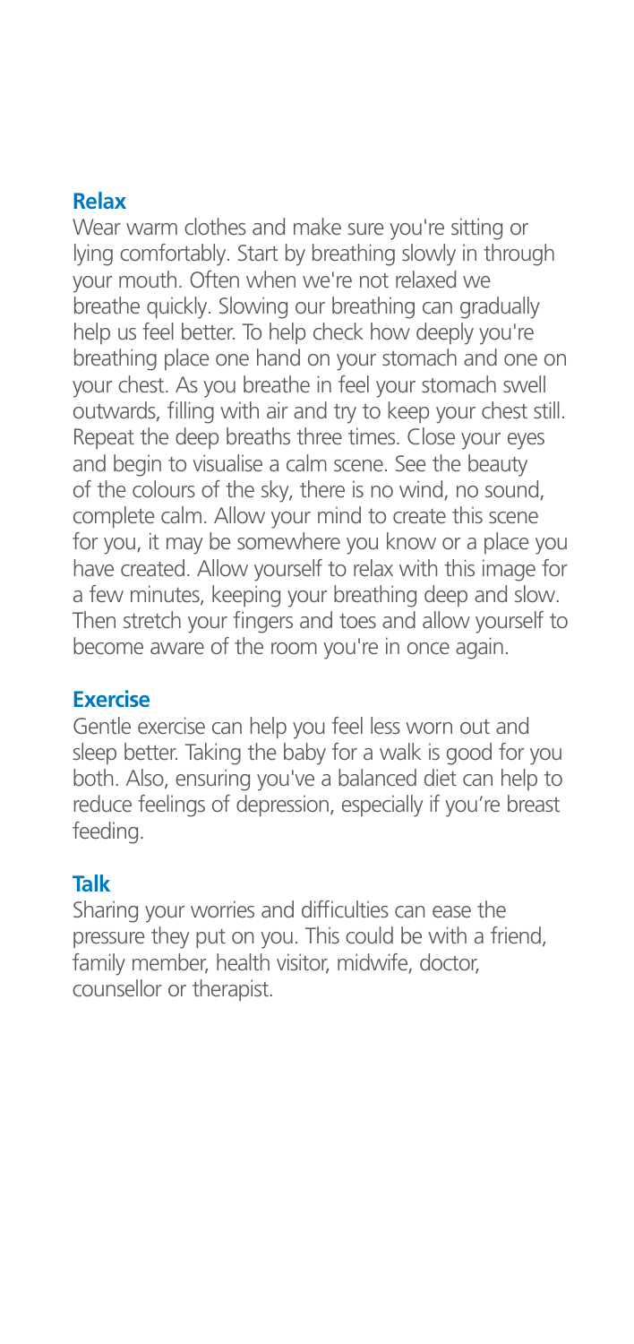## Relax

Wear warm clothes and make sure you're sitting or lying comfortably. Start by breathing slowly in through your mouth. Often when we're not relaxed we breathe quickly. Slowing our breathing can gradually help us feel better. To help check how deeply you're breathing place one hand on your stomach and one on your chest. As you breathe in feel your stomach swell outwards, filling with air and try to keep your chest still. Repeat the deep breaths three times. Close your eyes and begin to visualise a calm scene. See the beauty of the colours of the sky, there is no wind, no sound, complete calm. Allow your mind to create this scene for you, it may be somewhere you know or a place you have created. Allow yourself to relax with this image for a few minutes, keeping your breathing deep and slow. Then stretch your fingers and toes and allow yourself to become aware of the room you're in once again.

## Exercise

Gentle exercise can help you feel less worn out and sleep better. Taking the baby for a walk is good for you both. Also, ensuring you've a balanced diet can help to reduce feelings of depression, especially if you're breast feeding.

## Talk

Sharing your worries and difficulties can ease the pressure they put on you. This could be with a friend, family member, health visitor, midwife, doctor, counsellor or therapist.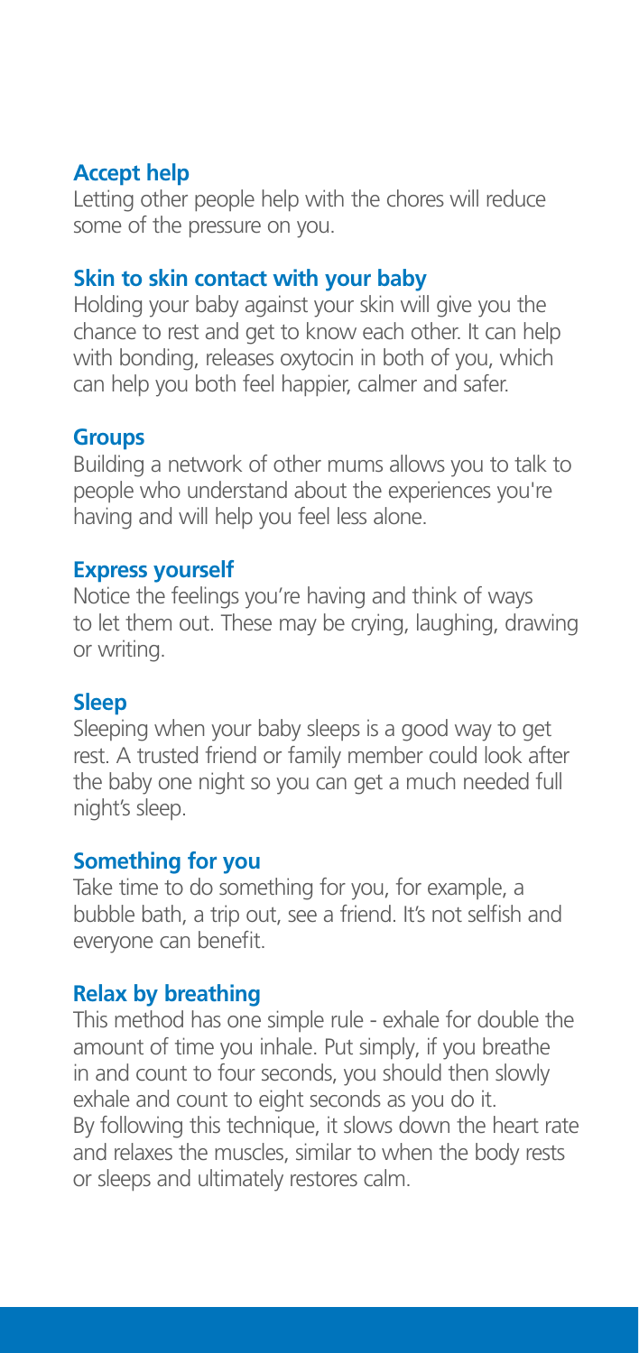### Accept help

Letting other people help with the chores will reduce some of the pressure on you.

### Skin to skin contact with your baby

Holding your baby against your skin will give you the chance to rest and get to know each other. It can help with bonding, releases oxytocin in both of you, which can help you both feel happier, calmer and safer.

### Groups

Building a network of other mums allows you to talk to people who understand about the experiences you're having and will help you feel less alone.

### Express yourself

Notice the feelings you're having and think of ways to let them out. These may be crying, laughing, drawing or writing.

### Sleep

Sleeping when your baby sleeps is a good way to get rest. A trusted friend or family member could look after the baby one night so you can get a much needed full night's sleep.

### Something for you

Take time to do something for you, for example, a bubble bath, a trip out, see a friend. It's not selfish and everyone can benefit.

### Relax by breathing

This method has one simple rule - exhale for double the amount of time you inhale. Put simply, if you breathe in and count to four seconds, you should then slowly exhale and count to eight seconds as you do it. By following this technique, it slows down the heart rate and relaxes the muscles, similar to when the body rests or sleeps and ultimately restores calm.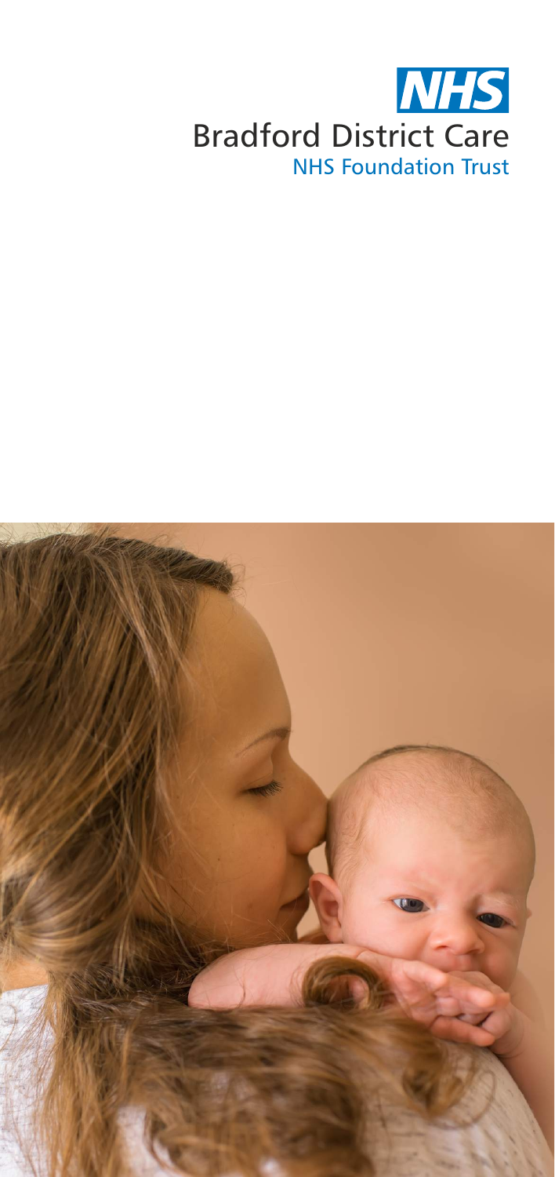# NHS

Bradford District Care

NHS Foundation Trust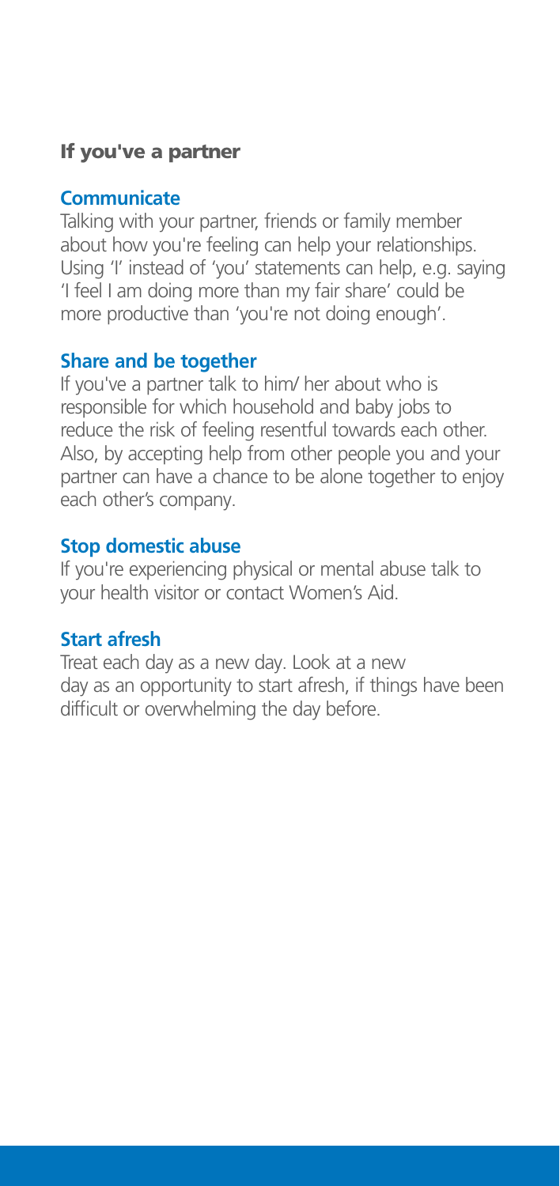## If you've a partner

### Communicate

Talking with your partner, friends or family member about how you're feeling can help your relationships. Using 'I' instead of 'you' statements can help, e.g. saying 'I feel I am doing more than my fair share' could be more productive than 'you're not doing enough'.

### Share and be together

If you've a partner talk to him/ her about who is responsible for which household and baby jobs to reduce the risk of feeling resentful towards each other. Also, by accepting help from other people you and your partner can have a chance to be alone together to enjoy each other's company.

### Stop domestic abuse

If you're experiencing physical or mental abuse talk to your health visitor or contact Women's Aid.

### Start afresh

Treat each day as a new day. Look at a new day as an opportunity to start afresh, if things have been difficult or overwhelming the day before.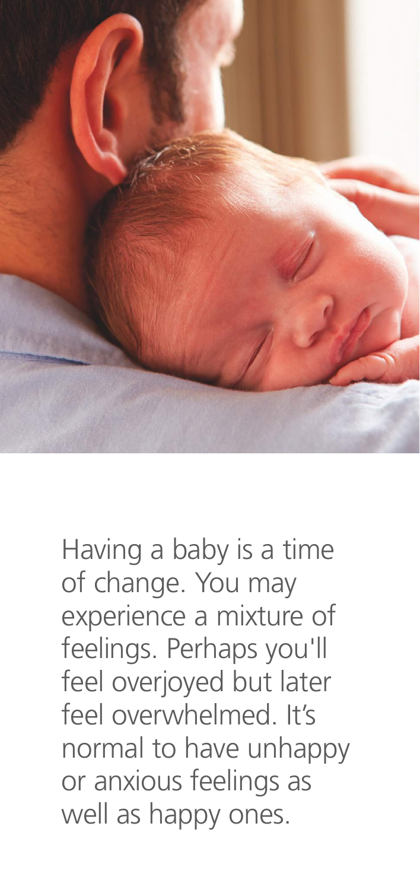Having a baby is a time of change. You may experience a mixture of feelings. Perhaps you'll feel overjoyed but later feel overwhelmed. It's normal to have unhappy or anxious feelings as well as happy ones.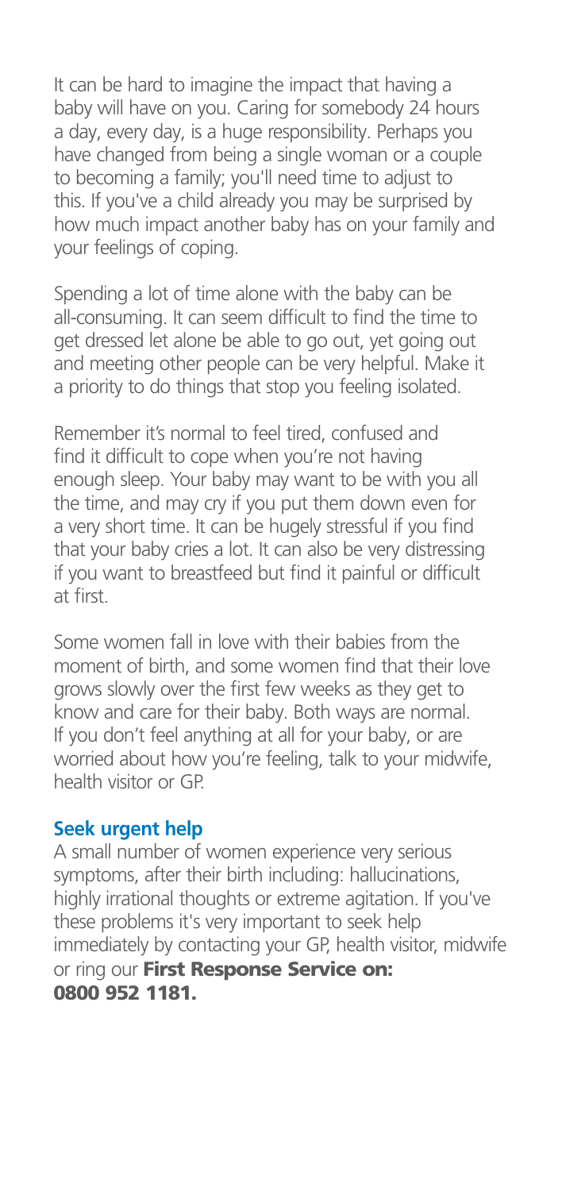It can be hard to imagine the impact that having a baby will have on you. Caring for somebody 24 hours a day, every day, is a huge responsibility. Perhaps you have changed from being a single woman or a couple to becoming a family; you'll need time to adjust to this. If you've a child already you may be surprised by how much impact another baby has on your family and your feelings of coping.

Spending a lot of time alone with the baby can be all-consuming. It can seem difficult to find the time to get dressed let alone be able to go out, yet going out and meeting other people can be very helpful. Make it a priority to do things that stop you feeling isolated.

Remember it's normal to feel tired, confused and find it difficult to cope when you're not having enough sleep. Your baby may want to be with you all the time, and may cry if you put them down even for a very short time. It can be hugely stressful if you find that your baby cries a lot. It can also be very distressing if you want to breastfeed but find it painful or difficult at first.

Some women fall in love with their babies from the moment of birth, and some women find that their love grows slowly over the first few weeks as they get to know and care for their baby. Both ways are normal. If you don't feel anything at all for your baby, or are worried about how you're feeling, talk to your midwife, health visitor or GP.

### Seek urgent help

A small number of women experience very serious symptoms, after their birth including: hallucinations, highly irrational thoughts or extreme agitation. If you've these problems it's very important to seek help immediately by contacting your GP, health visitor, midwife or ring our **First Response Service on: 0800 952 1181.**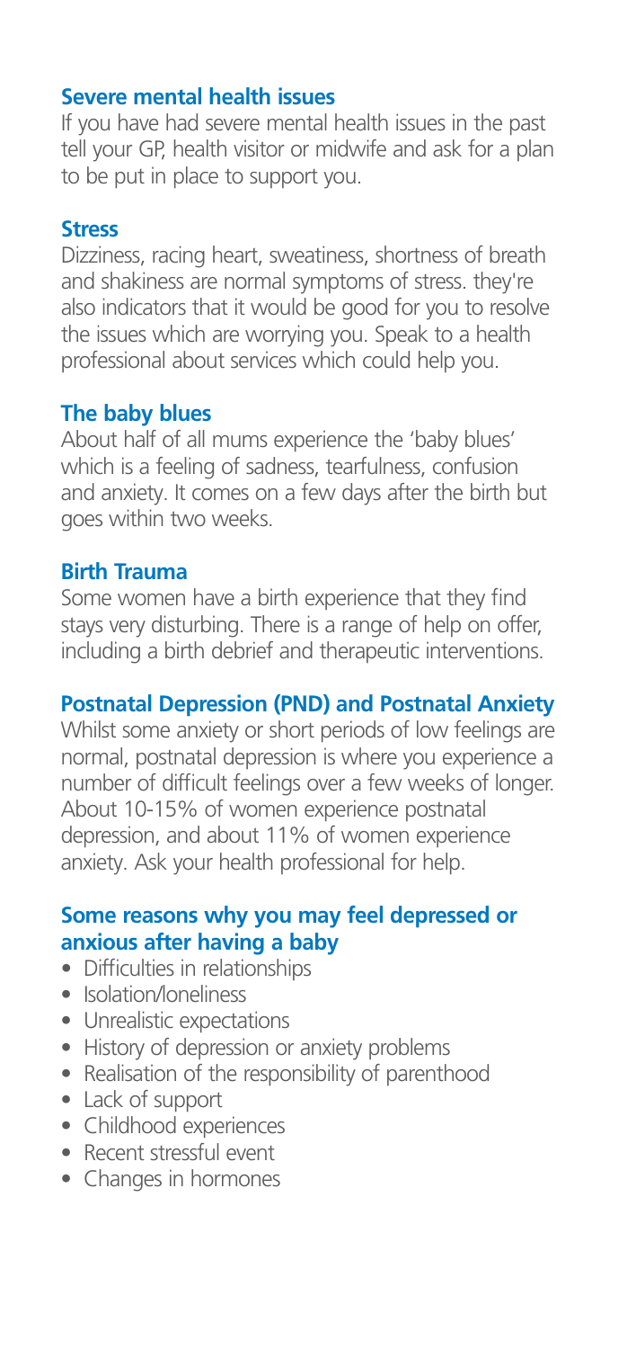### Severe mental health issues

If you have had severe mental health issues in the past tell your GP, health visitor or midwife and ask for a plan to be put in place to support you.

### Stress

Dizziness, racing heart, sweatiness, shortness of breath and shakiness are normal symptoms of stress. they're also indicators that it would be good for you to resolve the issues which are worrying you. Speak to a health professional about services which could help you.

### The baby blues

About half of all mums experience the 'baby blues' which is a feeling of sadness, tearfulness, confusion and anxiety. It comes on a few days after the birth but goes within two weeks.

### Birth Trauma

Some women have a birth experience that they find stays very disturbing. There is a range of help on offer, including a birth debrief and therapeutic interventions.

### Postnatal Depression (PND) and Postnatal Anxiety

Whilst some anxiety or short periods of low feelings are normal, postnatal depression is where you experience a number of difficult feelings over a few weeks of longer. About 10-15% of women experience postnatal depression, and about 11% of women experience anxiety. Ask your health professional for help.

### Some reasons why you may feel depressed or anxious after having a baby

- Difficulties in relationships
- Isolation/loneliness
- Unrealistic expectations
- History of depression or anxiety problems
- Realisation of the responsibility of parenthood
- Lack of support
- Childhood experiences
- Recent stressful event
- Changes in hormones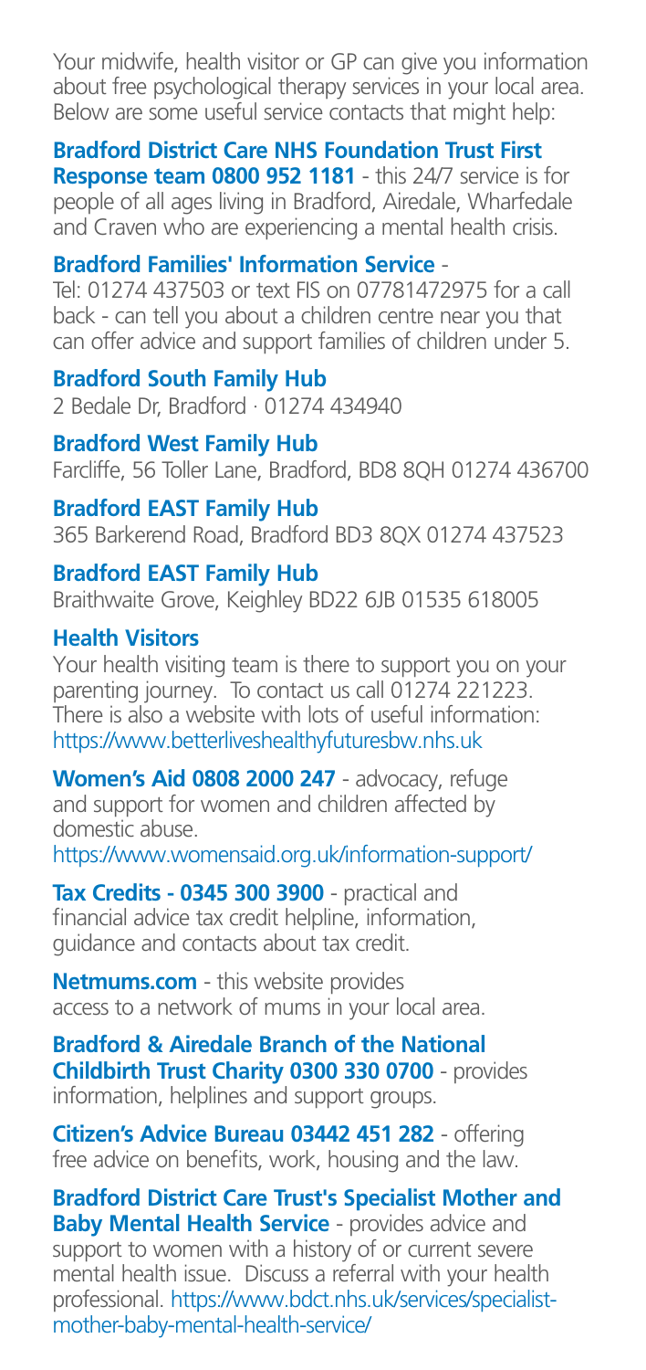Your midwife, health visitor or GP can give you information about free psychological therapy services in your local area. Below are some useful service contacts that might help:

**Bradford District Care NHS Foundation Trust First Response team 0800 952 1181** - this 24/7 service is for people of all ages living in Bradford, Airedale, Wharfedale and Craven who are experiencing a mental health crisis.

**Bradford Families' Information Service** - Tel: 01274 437503 or text FIS on 07781472975 for a call back - can tell you about a children centre near you that can offer advice and support families of children under 5.

**Bradford South Family Hub**
2 Bedale Dr, Bradford · 01274 434940

**Bradford West Family Hub**
Farcliffe, 56 Toller Lane, Bradford, BD8 8QH 01274 436700

**Bradford EAST Family Hub**
365 Barkerend Road, Bradford BD3 8QX 01274 437523

**Bradford EAST Family Hub**
Braithwaite Grove, Keighley BD22 6JB 01535 618005

**Health Visitors**
Your health visiting team is there to support you on your parenting journey. To contact us call 01274 221223. There is also a website with lots of useful information: https://www.betterliveshealthyfuturesbw.nhs.uk

**Women's Aid 0808 2000 247** - advocacy, refuge and support for women and children affected by domestic abuse.
https://www.womensaid.org.uk/information-support/

**Tax Credits - 0345 300 3900** - practical and financial advice tax credit helpline, information, guidance and contacts about tax credit.

**Netmums.com** - this website provides access to a network of mums in your local area.

**Bradford & Airedale Branch of the National Childbirth Trust Charity 0300 330 0700** - provides information, helplines and support groups.

**Citizen's Advice Bureau 03442 451 282** - offering free advice on benefits, work, housing and the law.

**Bradford District Care Trust's Specialist Mother and Baby Mental Health Service** - provides advice and support to women with a history of or current severe mental health issue. Discuss a referral with your health professional. https://www.bdct.nhs.uk/services/specialist-mother-baby-mental-health-service/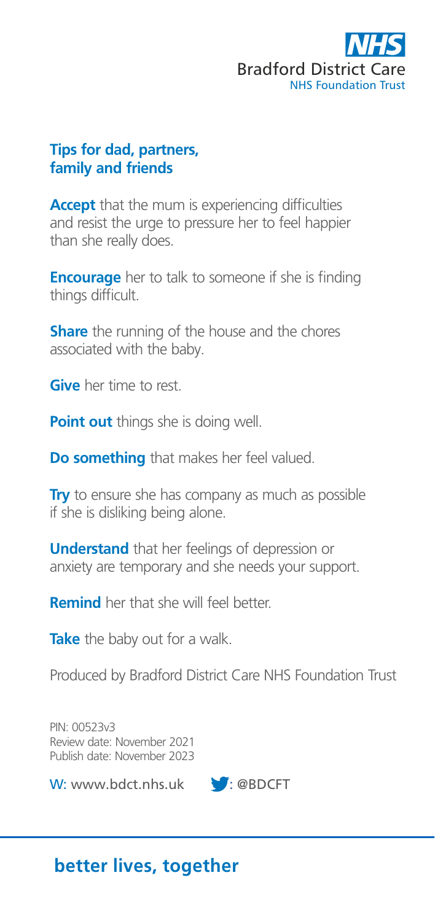NHS
Bradford District Care
NHS Foundation Trust

## Tips for dad, partners, family and friends

**Accept** that the mum is experiencing difficulties and resist the urge to pressure her to feel happier than she really does.

**Encourage** her to talk to someone if she is finding things difficult.

**Share** the running of the house and the chores associated with the baby.

**Give** her time to rest.

**Point out** things she is doing well.

**Do something** that makes her feel valued.

**Try** to ensure she has company as much as possible if she is disliking being alone.

**Understand** that her feelings of depression or anxiety are temporary and she needs your support.

**Remind** her that she will feel better.

**Take** the baby out for a walk.

Produced by Bradford District Care NHS Foundation Trust

PIN: 00523v3
Review date: November 2021
Publish date: November 2023

W: www.bdct.nhs.uk : @BDCFT

**better lives, together**